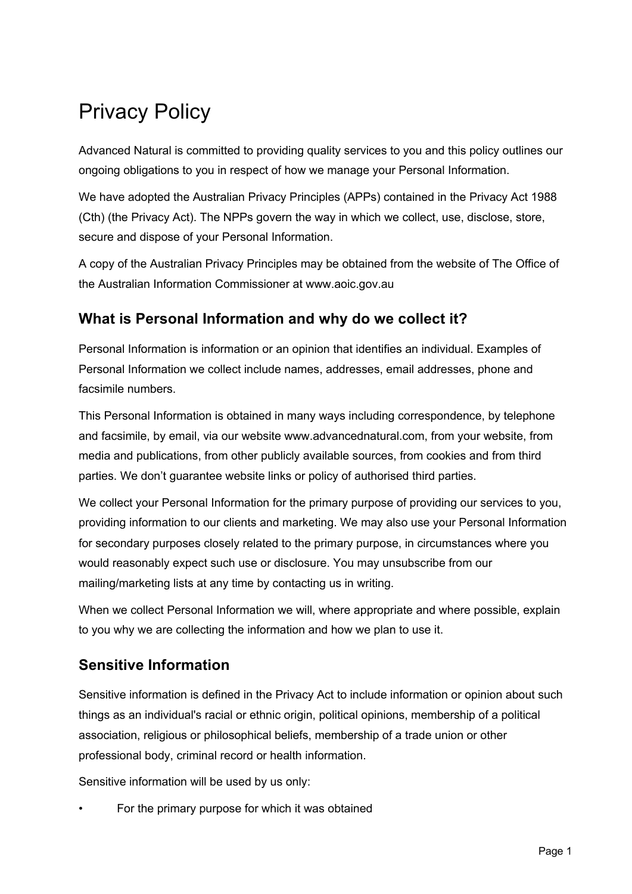# Privacy Policy

Advanced Natural is committed to providing quality services to you and this policy outlines our ongoing obligations to you in respect of how we manage your Personal Information.

We have adopted the Australian Privacy Principles (APPs) contained in the Privacy Act 1988 (Cth) (the Privacy Act). The NPPs govern the way in which we collect, use, disclose, store, secure and dispose of your Personal Information.

A copy of the Australian Privacy Principles may be obtained from the website of The Office of the Australian Information Commissioner at www.aoic.gov.au

## What is Personal Information and why do we collect it?

Personal Information is information or an opinion that identifies an individual. Examples of Personal Information we collect include names, addresses, email addresses, phone and facsimile numbers.

This Personal Information is obtained in many ways including correspondence, by telephone and facsimile, by email, via our website www.advancednatural.com, from your website, from media and publications, from other publicly available sources, from cookies and from third parties. We don't guarantee website links or policy of authorised third parties.

We collect your Personal Information for the primary purpose of providing our services to you, providing information to our clients and marketing. We may also use your Personal Information for secondary purposes closely related to the primary purpose, in circumstances where you would reasonably expect such use or disclosure. You may unsubscribe from our mailing/marketing lists at any time by contacting us in writing.

When we collect Personal Information we will, where appropriate and where possible, explain to you why we are collecting the information and how we plan to use it.

## Sensitive Information

Sensitive information is defined in the Privacy Act to include information or opinion about such things as an individual's racial or ethnic origin, political opinions, membership of a political association, religious or philosophical beliefs, membership of a trade union or other professional body, criminal record or health information.

Sensitive information will be used by us only:

- For the primary purpose for which it was obtained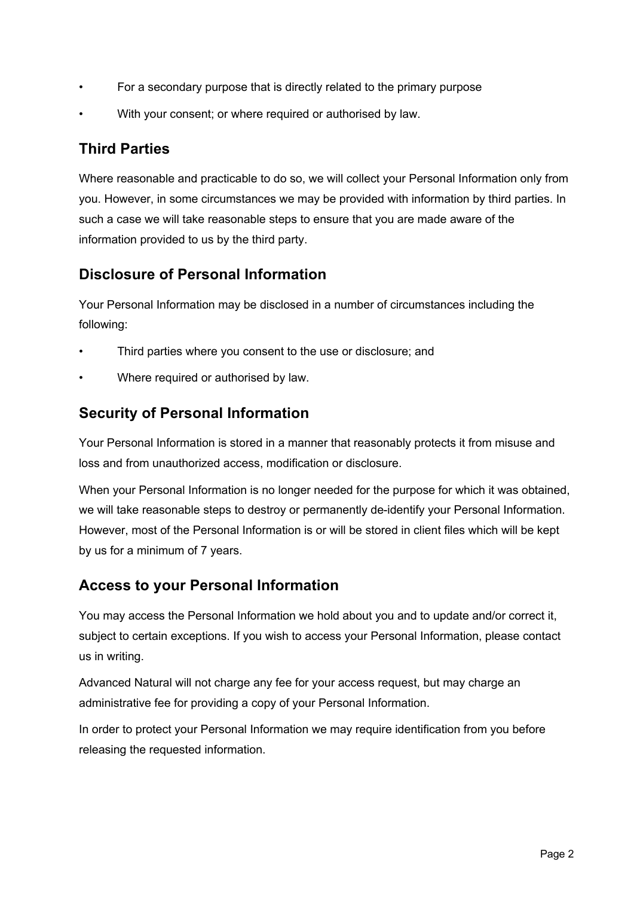- For a secondary purpose that is directly related to the primary purpose
- With your consent; or where required or authorised by law.

## Third Parties

Where reasonable and practicable to do so, we will collect your Personal Information only from you. However, in some circumstances we may be provided with information by third parties. In such a case we will take reasonable steps to ensure that you are made aware of the information provided to us by the third party.

## Disclosure of Personal Information

Your Personal Information may be disclosed in a number of circumstances including the following:

- Third parties where you consent to the use or disclosure; and
- Where required or authorised by law.

## Security of Personal Information

Your Personal Information is stored in a manner that reasonably protects it from misuse and loss and from unauthorized access, modification or disclosure.

When your Personal Information is no longer needed for the purpose for which it was obtained, we will take reasonable steps to destroy or permanently de-identify your Personal Information. However, most of the Personal Information is or will be stored in client files which will be kept by us for a minimum of 7 years.

## Access to your Personal Information

You may access the Personal Information we hold about you and to update and/or correct it, subject to certain exceptions. If you wish to access your Personal Information, please contact us in writing.

Advanced Natural will not charge any fee for your access request, but may charge an administrative fee for providing a copy of your Personal Information.

In order to protect your Personal Information we may require identification from you before releasing the requested information.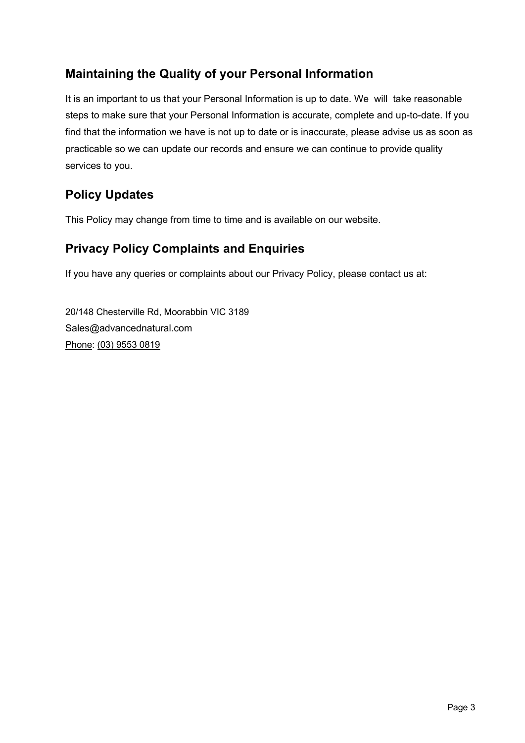## Maintaining the Quality of your Personal Information

It is an important to us that your Personal Information is up to date. We will take reasonable steps to make sure that your Personal Information is accurate, complete and up-to-date. If you find that the information we have is not up to date or is inaccurate, please advise us as soon as practicable so we can update our records and ensure we can continue to provide quality services to you.

## Policy Updates

This Policy may change from time to time and is available on our website.

## Privacy Policy Complaints and Enquiries

If you have any queries or complaints about our Privacy Policy, please contact us at:

20/148 Chesterville Rd, Moorabbin VIC 3189  
Sales@advancednatural.com  
Phone: (03) 9553 0819